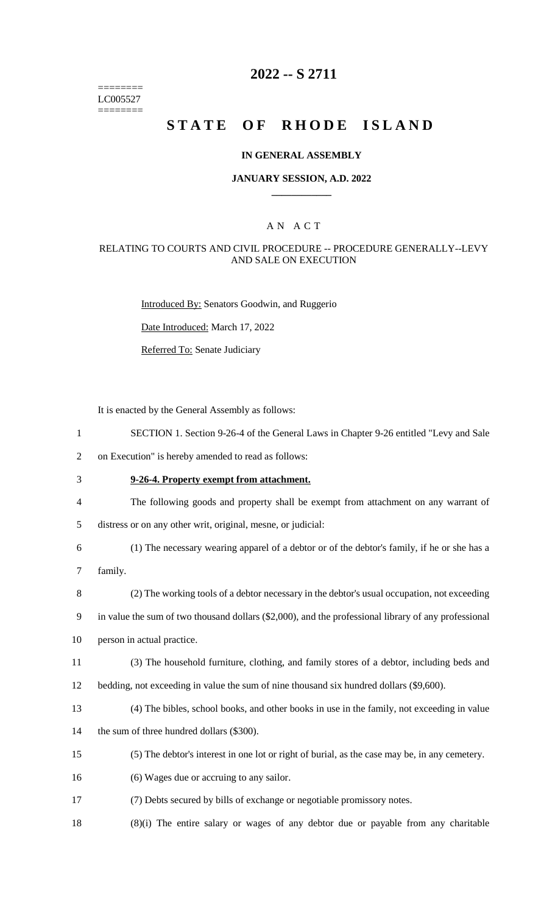========
LC005527
========

# 2022 -- S 2711

# STATE OF RHODE ISLAND

### IN GENERAL ASSEMBLY

### JANUARY SESSION, A.D. 2022

---

### A N A C T

### RELATING TO COURTS AND CIVIL PROCEDURE -- PROCEDURE GENERALLY--LEVY AND SALE ON EXECUTION

Introduced By: Senators Goodwin, and Ruggerio

Date Introduced: March 17, 2022

Referred To: Senate Judiciary

It is enacted by the General Assembly as follows:

1 SECTION 1. Section 9-26-4 of the General Laws in Chapter 9-26 entitled "Levy and Sale
2 on Execution" is hereby amended to read as follows:

3 **9-26-4. Property exempt from attachment.**

4 The following goods and property shall be exempt from attachment on any warrant of
5 distress or on any other writ, original, mesne, or judicial:

6 (1) The necessary wearing apparel of a debtor or of the debtor's family, if he or she has a
7 family.

8 (2) The working tools of a debtor necessary in the debtor's usual occupation, not exceeding
9 in value the sum of two thousand dollars ($2,000), and the professional library of any professional
10 person in actual practice.

11 (3) The household furniture, clothing, and family stores of a debtor, including beds and
12 bedding, not exceeding in value the sum of nine thousand six hundred dollars ($9,600).

13 (4) The bibles, school books, and other books in use in the family, not exceeding in value
14 the sum of three hundred dollars ($300).

15 (5) The debtor's interest in one lot or right of burial, as the case may be, in any cemetery.

16 (6) Wages due or accruing to any sailor.

17 (7) Debts secured by bills of exchange or negotiable promissory notes.

18 (8)(i) The entire salary or wages of any debtor due or payable from any charitable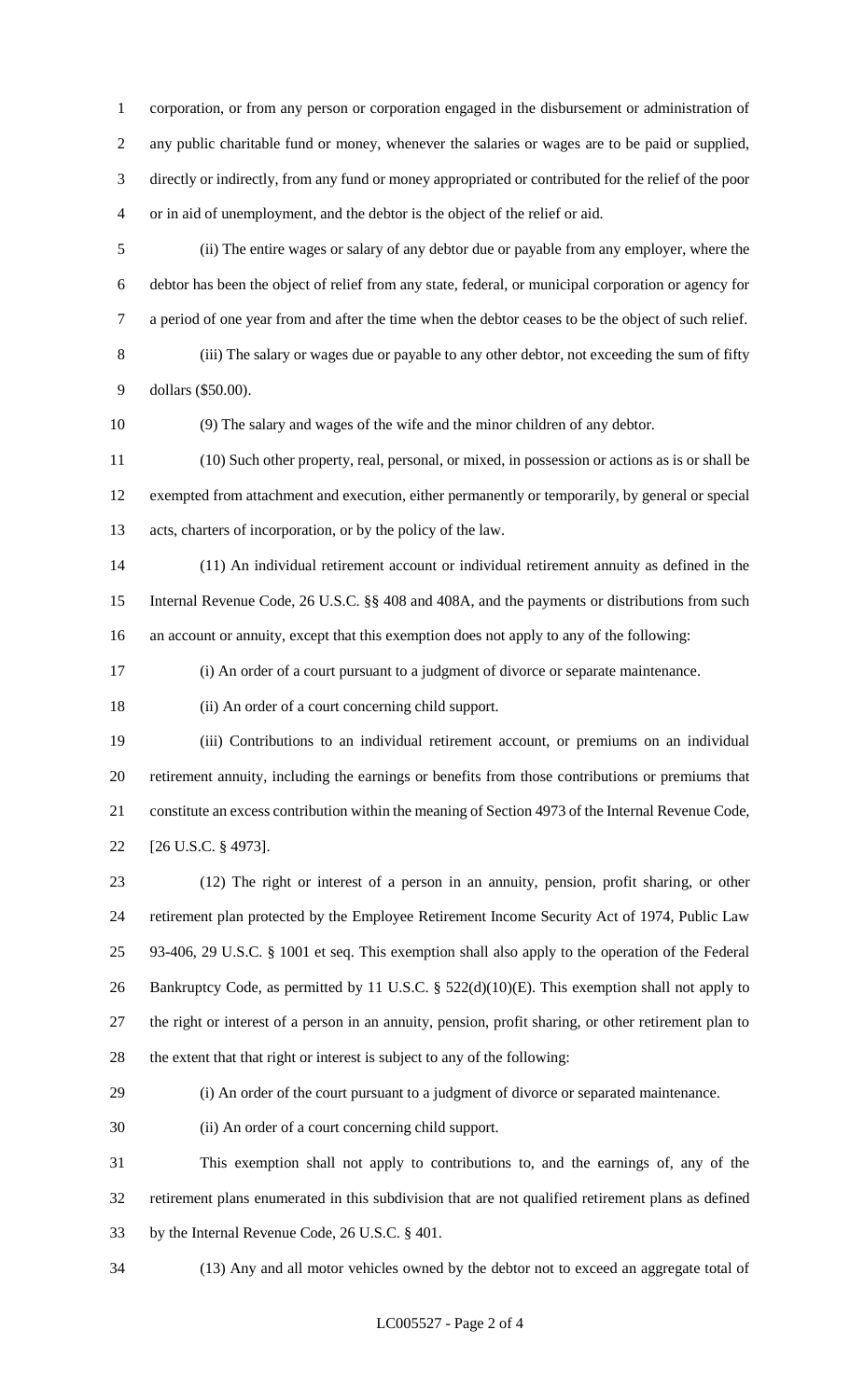corporation, or from any person or corporation engaged in the disbursement or administration of any public charitable fund or money, whenever the salaries or wages are to be paid or supplied, directly or indirectly, from any fund or money appropriated or contributed for the relief of the poor or in aid of unemployment, and the debtor is the object of the relief or aid.

(ii) The entire wages or salary of any debtor due or payable from any employer, where the debtor has been the object of relief from any state, federal, or municipal corporation or agency for a period of one year from and after the time when the debtor ceases to be the object of such relief.

(iii) The salary or wages due or payable to any other debtor, not exceeding the sum of fifty dollars ($50.00).

(9) The salary and wages of the wife and the minor children of any debtor.

(10) Such other property, real, personal, or mixed, in possession or actions as is or shall be exempted from attachment and execution, either permanently or temporarily, by general or special acts, charters of incorporation, or by the policy of the law.

(11) An individual retirement account or individual retirement annuity as defined in the Internal Revenue Code, 26 U.S.C. §§ 408 and 408A, and the payments or distributions from such an account or annuity, except that this exemption does not apply to any of the following:

(i) An order of a court pursuant to a judgment of divorce or separate maintenance.

(ii) An order of a court concerning child support.

(iii) Contributions to an individual retirement account, or premiums on an individual retirement annuity, including the earnings or benefits from those contributions or premiums that constitute an excess contribution within the meaning of Section 4973 of the Internal Revenue Code, [26 U.S.C. § 4973].

(12) The right or interest of a person in an annuity, pension, profit sharing, or other retirement plan protected by the Employee Retirement Income Security Act of 1974, Public Law 93-406, 29 U.S.C. § 1001 et seq. This exemption shall also apply to the operation of the Federal Bankruptcy Code, as permitted by 11 U.S.C. § 522(d)(10)(E). This exemption shall not apply to the right or interest of a person in an annuity, pension, profit sharing, or other retirement plan to the extent that that right or interest is subject to any of the following:

(i) An order of the court pursuant to a judgment of divorce or separated maintenance.

(ii) An order of a court concerning child support.

This exemption shall not apply to contributions to, and the earnings of, any of the retirement plans enumerated in this subdivision that are not qualified retirement plans as defined by the Internal Revenue Code, 26 U.S.C. § 401.

(13) Any and all motor vehicles owned by the debtor not to exceed an aggregate total of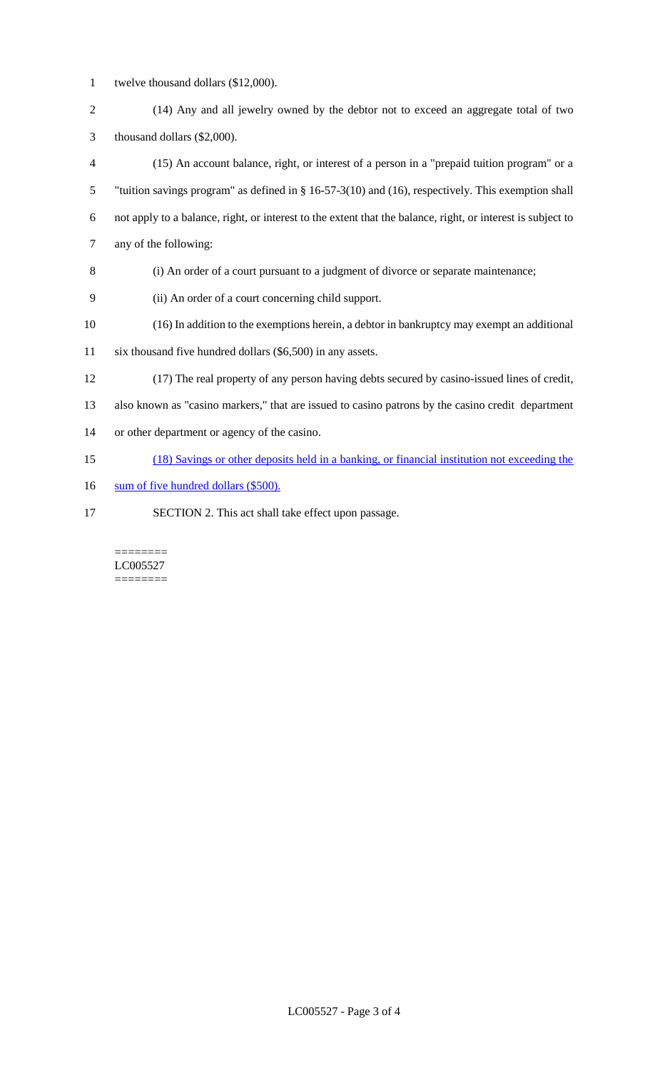twelve thousand dollars ($12,000).

(14) Any and all jewelry owned by the debtor not to exceed an aggregate total of two thousand dollars ($2,000).

(15) An account balance, right, or interest of a person in a "prepaid tuition program" or a "tuition savings program" as defined in § 16-57-3(10) and (16), respectively. This exemption shall not apply to a balance, right, or interest to the extent that the balance, right, or interest is subject to any of the following:

(i) An order of a court pursuant to a judgment of divorce or separate maintenance;

(ii) An order of a court concerning child support.

(16) In addition to the exemptions herein, a debtor in bankruptcy may exempt an additional six thousand five hundred dollars ($6,500) in any assets.

(17) The real property of any person having debts secured by casino-issued lines of credit, also known as "casino markers," that are issued to casino patrons by the casino credit department or other department or agency of the casino.

<u>(18) Savings or other deposits held in a banking, or financial institution not exceeding the sum of five hundred dollars ($500).</u>

SECTION 2. This act shall take effect upon passage.

========
LC005527
========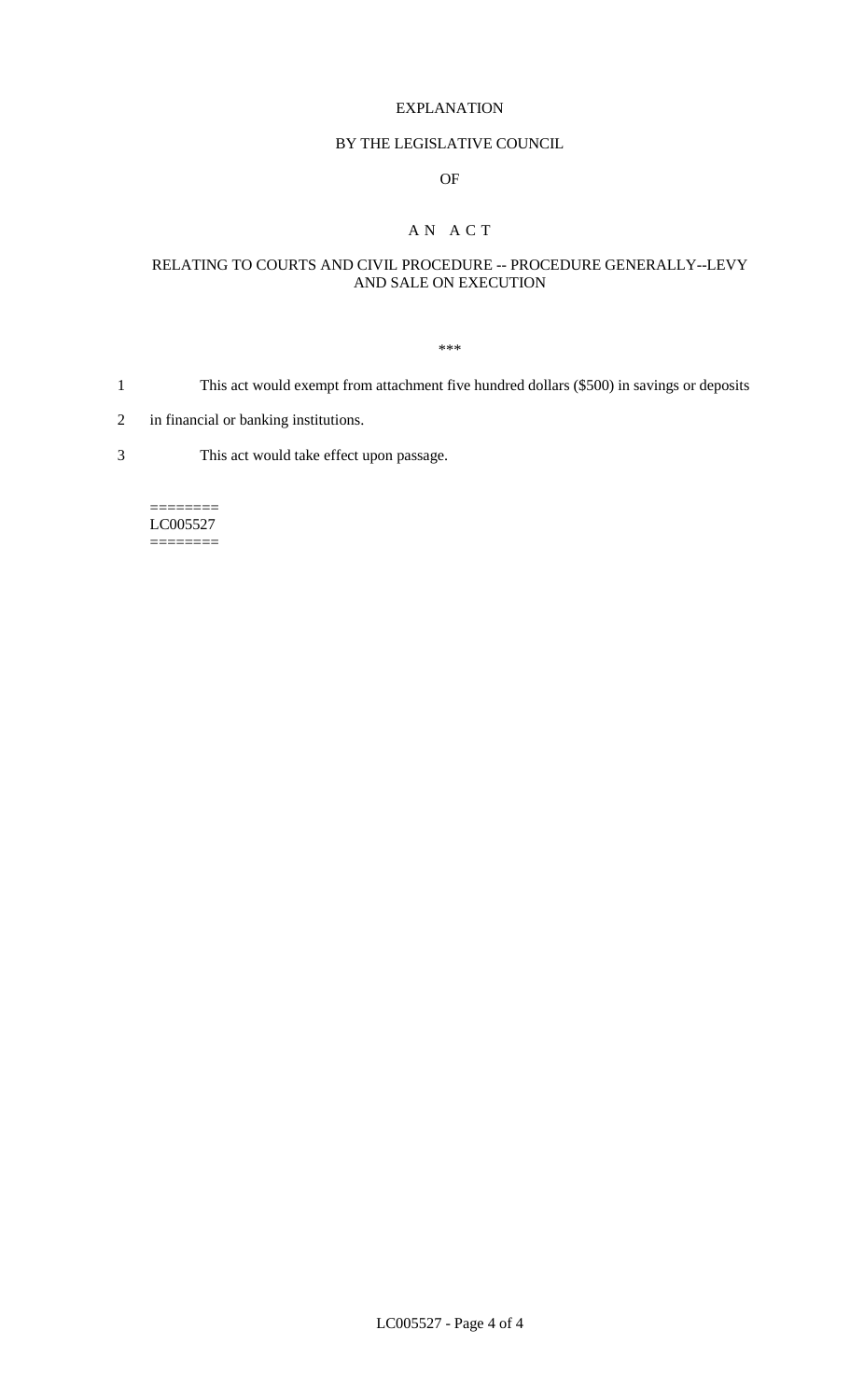EXPLANATION

BY THE LEGISLATIVE COUNCIL

OF

# A N A C T

RELATING TO COURTS AND CIVIL PROCEDURE -- PROCEDURE GENERALLY--LEVY AND SALE ON EXECUTION

\*\*\*

1 This act would exempt from attachment five hundred dollars ($500) in savings or deposits

2 in financial or banking institutions.

3 This act would take effect upon passage.

========
LC005527
========